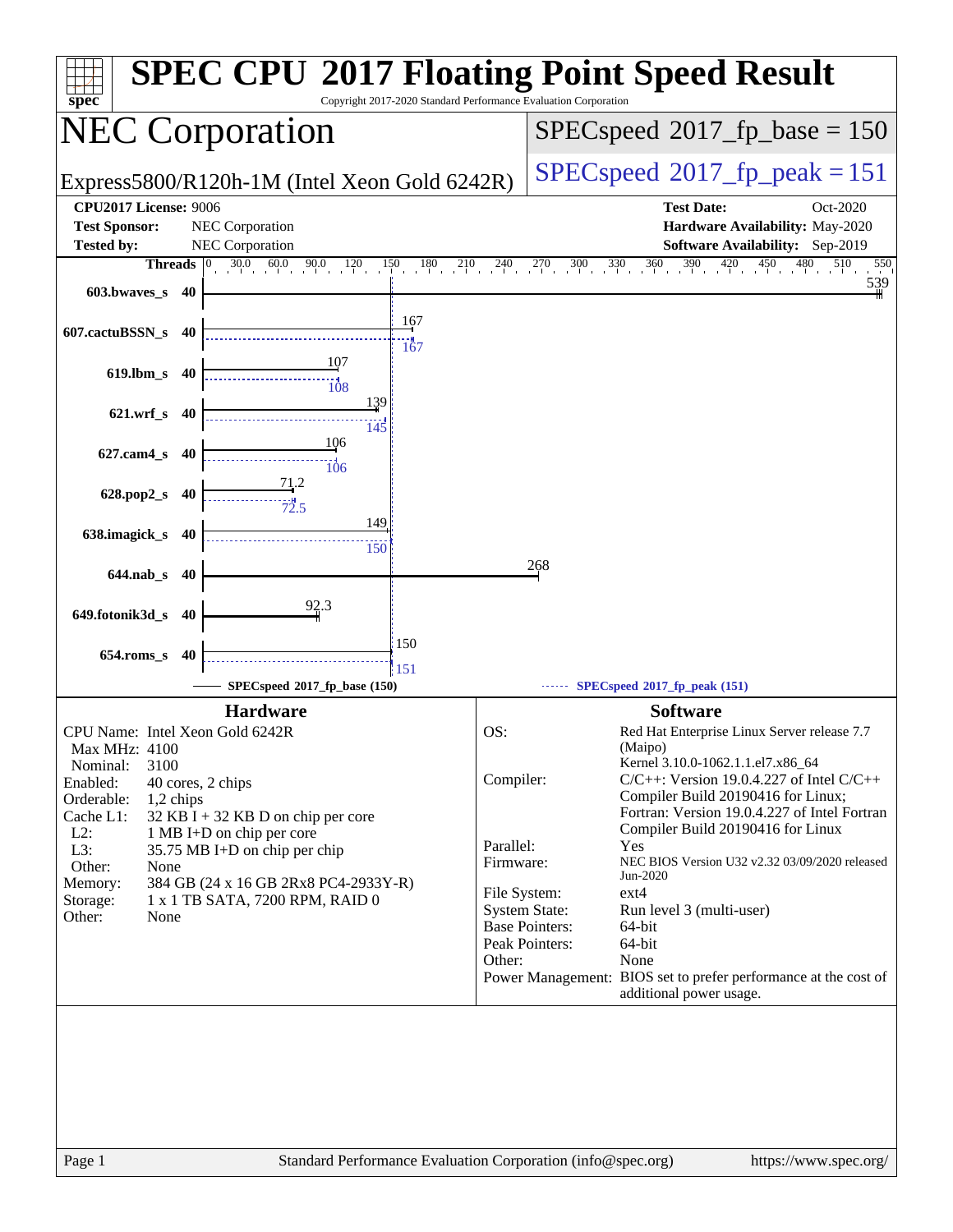# SPEC CPU 2017 Floating Point Speed Result

Copyright 2017-2020 Standard Performance Evaluation Corporation

## NEC Corporation

Express5800/R120h-1M (Intel Xeon Gold 6242R)

SPECspeed 2017_fp_base = 150

SPECspeed 2017_fp_peak = 151

**CPU2017 License:** 9006
**Test Sponsor:** NEC Corporation
**Tested by:** NEC Corporation

**Test Date:** Oct-2020
**Hardware Availability:** May-2020
**Software Availability:** Sep-2019

| Benchmark | Threads | Base | Peak |
|---|---|---|---|
| 603.bwaves_s | 40 | 539 | |
| 607.cactuBSSN_s | 40 | 167 | 167 |
| 619.lbm_s | 40 | 107 | 108 |
| 621.wrf_s | 40 | 139 | 145 |
| 627.cam4_s | 40 | 106 | 106 |
| 628.pop2_s | 40 | 71.2 | 72.5 |
| 638.imagick_s | 40 | 149 | 150 |
| 644.nab_s | 40 | 268 | |
| 649.fotonik3d_s | 40 | 92.3 | |
| 654.roms_s | 40 | 150 | 151 |

SPECspeed 2017_fp_base (150) — SPECspeed 2017_fp_peak (151)

### Hardware

- CPU Name: Intel Xeon Gold 6242R
- Max MHz: 4100
- Nominal: 3100
- Enabled: 40 cores, 2 chips
- Orderable: 1,2 chips
- Cache L1: 32 KB I + 32 KB D on chip per core
- L2: 1 MB I+D on chip per core
- L3: 35.75 MB I+D on chip per chip
- Other: None
- Memory: 384 GB (24 x 16 GB 2Rx8 PC4-2933Y-R)
- Storage: 1 x 1 TB SATA, 7200 RPM, RAID 0
- Other: None

### Software

- OS: Red Hat Enterprise Linux Server release 7.7 (Maipo) Kernel 3.10.0-1062.1.1.el7.x86_64
- Compiler: C/C++: Version 19.0.4.227 of Intel C/C++ Compiler Build 20190416 for Linux; Fortran: Version 19.0.4.227 of Intel Fortran Compiler Build 20190416 for Linux
- Parallel: Yes
- Firmware: NEC BIOS Version U32 v2.32 03/09/2020 released Jun-2020
- File System: ext4
- System State: Run level 3 (multi-user)
- Base Pointers: 64-bit
- Peak Pointers: 64-bit
- Other: None
- Power Management: BIOS set to prefer performance at the cost of additional power usage.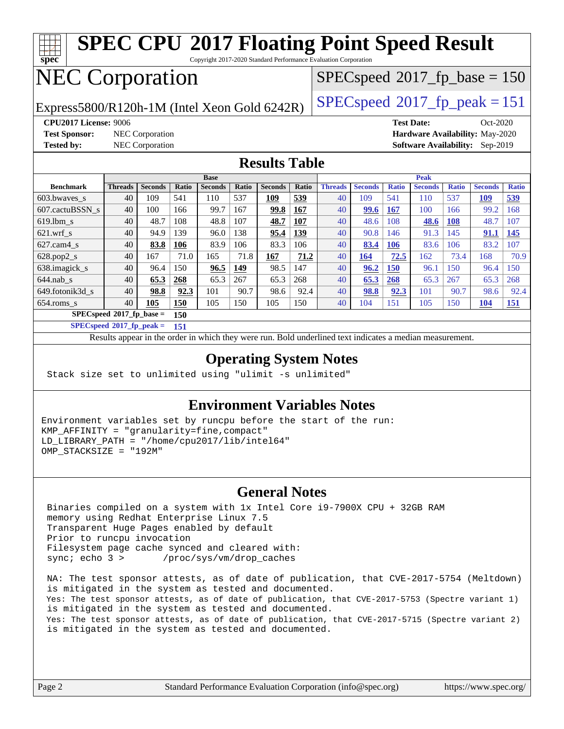# SPEC CPU 2017 Floating Point Speed Result

Copyright 2017-2020 Standard Performance Evaluation Corporation

# NEC Corporation

Express5800/R120h-1M (Intel Xeon Gold 6242R)

SPECspeed 2017_fp_base = 150

SPECspeed 2017_fp_peak = 151

**CPU2017 License:** 9006
**Test Sponsor:** NEC Corporation
**Tested by:** NEC Corporation

**Test Date:** Oct-2020
**Hardware Availability:** May-2020
**Software Availability:** Sep-2019

## Results Table

| | Base | | | | | | | Peak | | | | | | |
|---|---|---|---|---|---|---|---|---|---|---|---|---|---|---|
| **Benchmark** | **Threads** | **Seconds** | **Ratio** | **Seconds** | **Ratio** | **Seconds** | **Ratio** | **Threads** | **Seconds** | **Ratio** | **Seconds** | **Ratio** | **Seconds** | **Ratio** |
| 603.bwaves_s | 40 | 109 | 541 | 110 | 537 | **109** | **539** | 40 | 109 | 541 | 110 | 537 | **109** | **539** |
| 607.cactuBSSN_s | 40 | 100 | 166 | 99.7 | 167 | **99.8** | **167** | 40 | **99.6** | **167** | 100 | 166 | 99.2 | 168 |
| 619.lbm_s | 40 | 48.7 | 108 | 48.8 | 107 | **48.7** | **107** | 40 | 48.6 | 108 | **48.6** | **108** | 48.7 | 107 |
| 621.wrf_s | 40 | 94.9 | 139 | 96.0 | 138 | **95.4** | **139** | 40 | 90.8 | 146 | 91.3 | 145 | **91.1** | **145** |
| 627.cam4_s | 40 | **83.8** | **106** | 83.9 | 106 | 83.3 | 106 | 40 | **83.4** | **106** | 83.6 | 106 | 83.2 | 107 |
| 628.pop2_s | 40 | 167 | 71.0 | 165 | 71.8 | **167** | **71.2** | 40 | **164** | **72.5** | 162 | 73.4 | 168 | 70.9 |
| 638.imagick_s | 40 | 96.4 | 150 | **96.5** | **149** | 98.5 | 147 | 40 | **96.2** | **150** | 96.1 | 150 | 96.4 | 150 |
| 644.nab_s | 40 | **65.3** | **268** | 65.3 | 267 | 65.3 | 268 | 40 | **65.3** | **268** | 65.3 | 267 | 65.3 | 268 |
| 649.fotonik3d_s | 40 | **98.8** | **92.3** | 101 | 90.7 | 98.6 | 92.4 | 40 | **98.8** | **92.3** | 101 | 90.7 | 98.6 | 92.4 |
| 654.roms_s | 40 | **105** | **150** | 105 | 150 | 105 | 150 | 40 | 104 | 151 | 105 | 150 | **104** | **151** |

**SPECspeed 2017_fp_base = 150**

**SPECspeed 2017_fp_peak = 151**

Results appear in the order in which they were run. Bold underlined text indicates a median measurement.

## Operating System Notes

```
Stack size set to unlimited using "ulimit -s unlimited"
```

## Environment Variables Notes

```
Environment variables set by runcpu before the start of the run:
KMP_AFFINITY = "granularity=fine,compact"
LD_LIBRARY_PATH = "/home/cpu2017/lib/intel64"
OMP_STACKSIZE = "192M"
```

## General Notes

```
Binaries compiled on a system with 1x Intel Core i9-7900X CPU + 32GB RAM
memory using Redhat Enterprise Linux 7.5
Transparent Huge Pages enabled by default
Prior to runcpu invocation
Filesystem page cache synced and cleared with:
sync; echo 3 >       /proc/sys/vm/drop_caches

NA: The test sponsor attests, as of date of publication, that CVE-2017-5754 (Meltdown)
is mitigated in the system as tested and documented.
Yes: The test sponsor attests, as of date of publication, that CVE-2017-5753 (Spectre variant 1)
is mitigated in the system as tested and documented.
Yes: The test sponsor attests, as of date of publication, that CVE-2017-5715 (Spectre variant 2)
is mitigated in the system as tested and documented.
```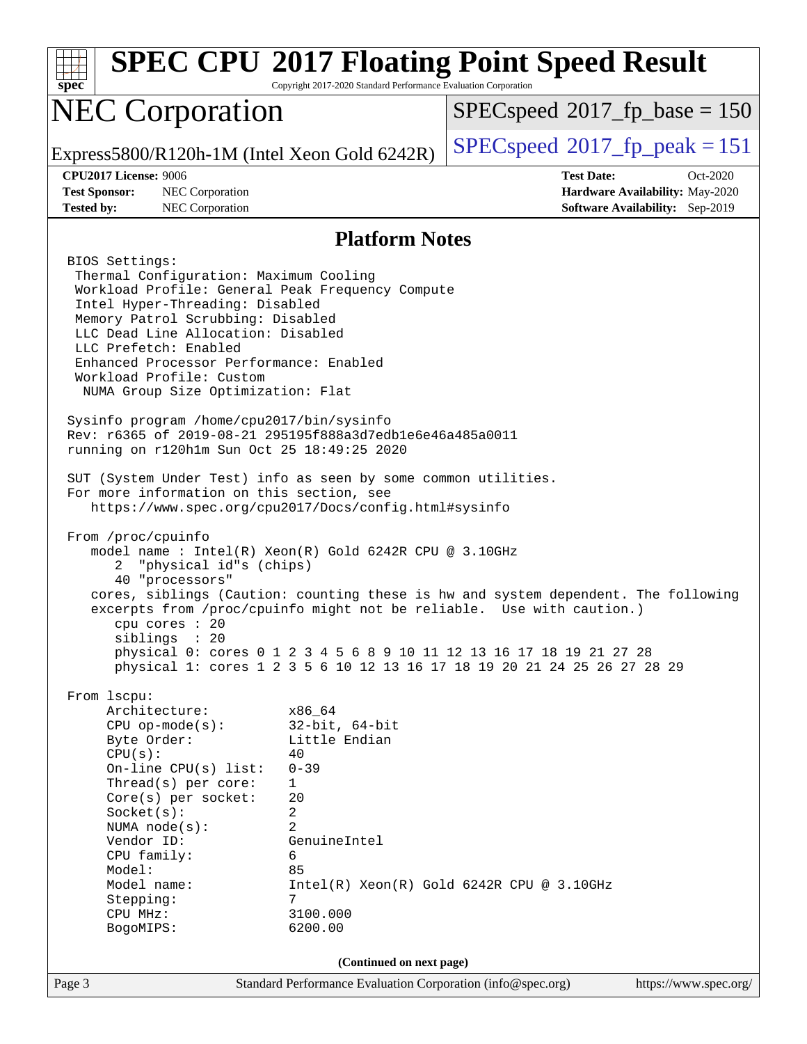# SPEC CPU 2017 Floating Point Speed Result

Copyright 2017-2020 Standard Performance Evaluation Corporation

## NEC Corporation

Express5800/R120h-1M (Intel Xeon Gold 6242R)

SPECspeed 2017_fp_base = 150

SPECspeed 2017_fp_peak = 151

| | | | |
|---|---|---|---|
| **CPU2017 License:** 9006 | | **Test Date:** | Oct-2020 |
| **Test Sponsor:** | NEC Corporation | **Hardware Availability:** | May-2020 |
| **Tested by:** | NEC Corporation | **Software Availability:** | Sep-2019 |

### Platform Notes

```
BIOS Settings:
 Thermal Configuration: Maximum Cooling
 Workload Profile: General Peak Frequency Compute
 Intel Hyper-Threading: Disabled
 Memory Patrol Scrubbing: Disabled
 LLC Dead Line Allocation: Disabled
 LLC Prefetch: Enabled
 Enhanced Processor Performance: Enabled
 Workload Profile: Custom
  NUMA Group Size Optimization: Flat

Sysinfo program /home/cpu2017/bin/sysinfo
Rev: r6365 of 2019-08-21 295195f888a3d7edb1e6e46a485a0011
running on r120h1m Sun Oct 25 18:49:25 2020

SUT (System Under Test) info as seen by some common utilities.
For more information on this section, see
   https://www.spec.org/cpu2017/Docs/config.html#sysinfo

From /proc/cpuinfo
   model name : Intel(R) Xeon(R) Gold 6242R CPU @ 3.10GHz
      2  "physical id"s (chips)
      40 "processors"
   cores, siblings (Caution: counting these is hw and system dependent. The following
   excerpts from /proc/cpuinfo might not be reliable.  Use with caution.)
      cpu cores : 20
      siblings  : 20
      physical 0: cores 0 1 2 3 4 5 6 8 9 10 11 12 13 16 17 18 19 21 27 28
      physical 1: cores 1 2 3 5 6 10 12 13 16 17 18 19 20 21 24 25 26 27 28 29

From lscpu:
     Architecture:          x86_64
     CPU op-mode(s):        32-bit, 64-bit
     Byte Order:            Little Endian
     CPU(s):                40
     On-line CPU(s) list:   0-39
     Thread(s) per core:    1
     Core(s) per socket:    20
     Socket(s):             2
     NUMA node(s):          2
     Vendor ID:             GenuineIntel
     CPU family:            6
     Model:                 85
     Model name:            Intel(R) Xeon(R) Gold 6242R CPU @ 3.10GHz
     Stepping:              7
     CPU MHz:               3100.000
     BogoMIPS:              6200.00
```

**(Continued on next page)**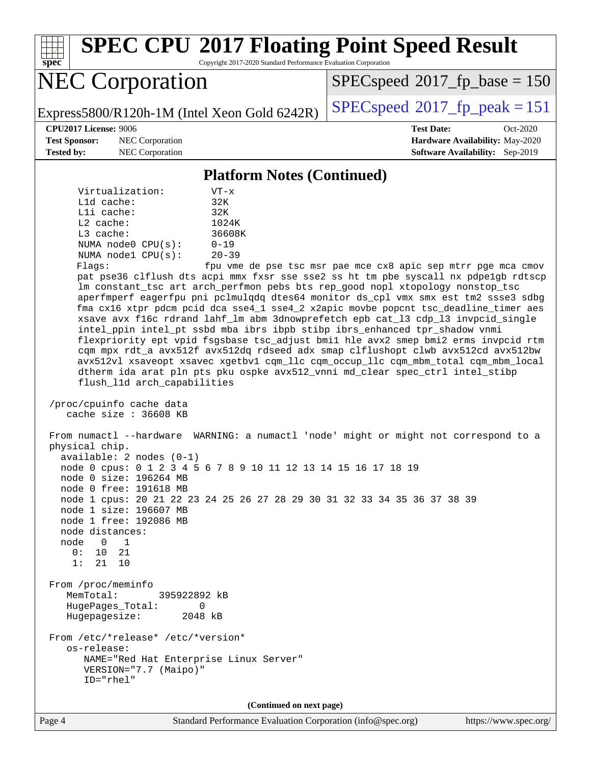## Platform Notes (Continued)

```
      Virtualization:        VT-x
      L1d cache:             32K
      L1i cache:             32K
      L2 cache:              1024K
      L3 cache:              36608K
      NUMA node0 CPU(s):     0-19
      NUMA node1 CPU(s):     20-39
      Flags:                 fpu vme de pse tsc msr pae mce cx8 apic sep mtrr pge mca cmov
      pat pse36 clflush dts acpi mmx fxsr sse sse2 ss ht tm pbe syscall nx pdpe1gb rdtscp
      lm constant_tsc art arch_perfmon pebs bts rep_good nopl xtopology nonstop_tsc
      aperfmperf eagerfpu pni pclmulqdq dtes64 monitor ds_cpl vmx smx est tm2 ssse3 sdbg
      fma cx16 xtpr pdcm pcid dca sse4_1 sse4_2 x2apic movbe popcnt tsc_deadline_timer aes
      xsave avx f16c rdrand lahf_lm abm 3dnowprefetch epb cat_l3 cdp_l3 invpcid_single
      intel_ppin intel_pt ssbd mba ibrs ibpb stibp ibrs_enhanced tpr_shadow vnmi
      flexpriority ept vpid fsgsbase tsc_adjust bmi1 hle avx2 smep bmi2 erms invpcid rtm
      cqm mpx rdt_a avx512f avx512dq rdseed adx smap clflushopt clwb avx512cd avx512bw
      avx512vl xsaveopt xsavec xgetbv1 cqm_llc cqm_occup_llc cqm_mbm_total cqm_mbm_local
      dtherm ida arat pln pts pku ospke avx512_vnni md_clear spec_ctrl intel_stibp
      flush_l1d arch_capabilities

 /proc/cpuinfo cache data
    cache size : 36608 KB

 From numactl --hardware  WARNING: a numactl 'node' might or might not correspond to a
 physical chip.
   available: 2 nodes (0-1)
   node 0 cpus: 0 1 2 3 4 5 6 7 8 9 10 11 12 13 14 15 16 17 18 19
   node 0 size: 196264 MB
   node 0 free: 191618 MB
   node 1 cpus: 20 21 22 23 24 25 26 27 28 29 30 31 32 33 34 35 36 37 38 39
   node 1 size: 196607 MB
   node 1 free: 192086 MB
   node distances:
   node   0   1
     0:  10  21
     1:  21  10

 From /proc/meminfo
    MemTotal:       395922892 kB
    HugePages_Total:       0
    Hugepagesize:       2048 kB

 From /etc/*release* /etc/*version*
    os-release:
       NAME="Red Hat Enterprise Linux Server"
       VERSION="7.7 (Maipo)"
       ID="rhel"
```

**(Continued on next page)**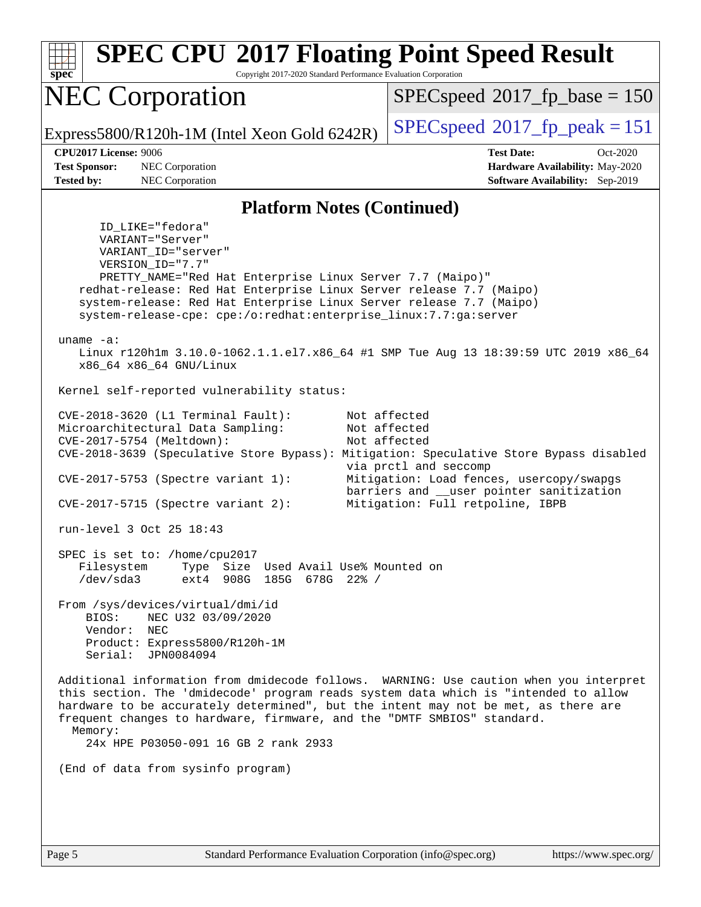## Platform Notes (Continued)

```
      ID_LIKE="fedora"
      VARIANT="Server"
      VARIANT_ID="server"
      VERSION_ID="7.7"
      PRETTY_NAME="Red Hat Enterprise Linux Server 7.7 (Maipo)"
    redhat-release: Red Hat Enterprise Linux Server release 7.7 (Maipo)
    system-release: Red Hat Enterprise Linux Server release 7.7 (Maipo)
    system-release-cpe: cpe:/o:redhat:enterprise_linux:7.7:ga:server

 uname -a:
    Linux r120h1m 3.10.0-1062.1.1.el7.x86_64 #1 SMP Tue Aug 13 18:39:59 UTC 2019 x86_64
    x86_64 x86_64 GNU/Linux

 Kernel self-reported vulnerability status:

 CVE-2018-3620 (L1 Terminal Fault):        Not affected
 Microarchitectural Data Sampling:         Not affected
 CVE-2017-5754 (Meltdown):                 Not affected
 CVE-2018-3639 (Speculative Store Bypass): Mitigation: Speculative Store Bypass disabled
                                           via prctl and seccomp
 CVE-2017-5753 (Spectre variant 1):        Mitigation: Load fences, usercopy/swapgs
                                           barriers and __user pointer sanitization
 CVE-2017-5715 (Spectre variant 2):        Mitigation: Full retpoline, IBPB

 run-level 3 Oct 25 18:43

 SPEC is set to: /home/cpu2017
    Filesystem     Type  Size  Used Avail Use% Mounted on
    /dev/sda3      ext4  908G  185G  678G  22% /

 From /sys/devices/virtual/dmi/id
     BIOS:    NEC U32 03/09/2020
     Vendor:  NEC
     Product: Express5800/R120h-1M
     Serial:  JPN0084094

 Additional information from dmidecode follows.  WARNING: Use caution when you interpret
 this section. The 'dmidecode' program reads system data which is "intended to allow
 hardware to be accurately determined", but the intent may not be met, as there are
 frequent changes to hardware, firmware, and the "DMTF SMBIOS" standard.
   Memory:
     24x HPE P03050-091 16 GB 2 rank 2933

 (End of data from sysinfo program)
```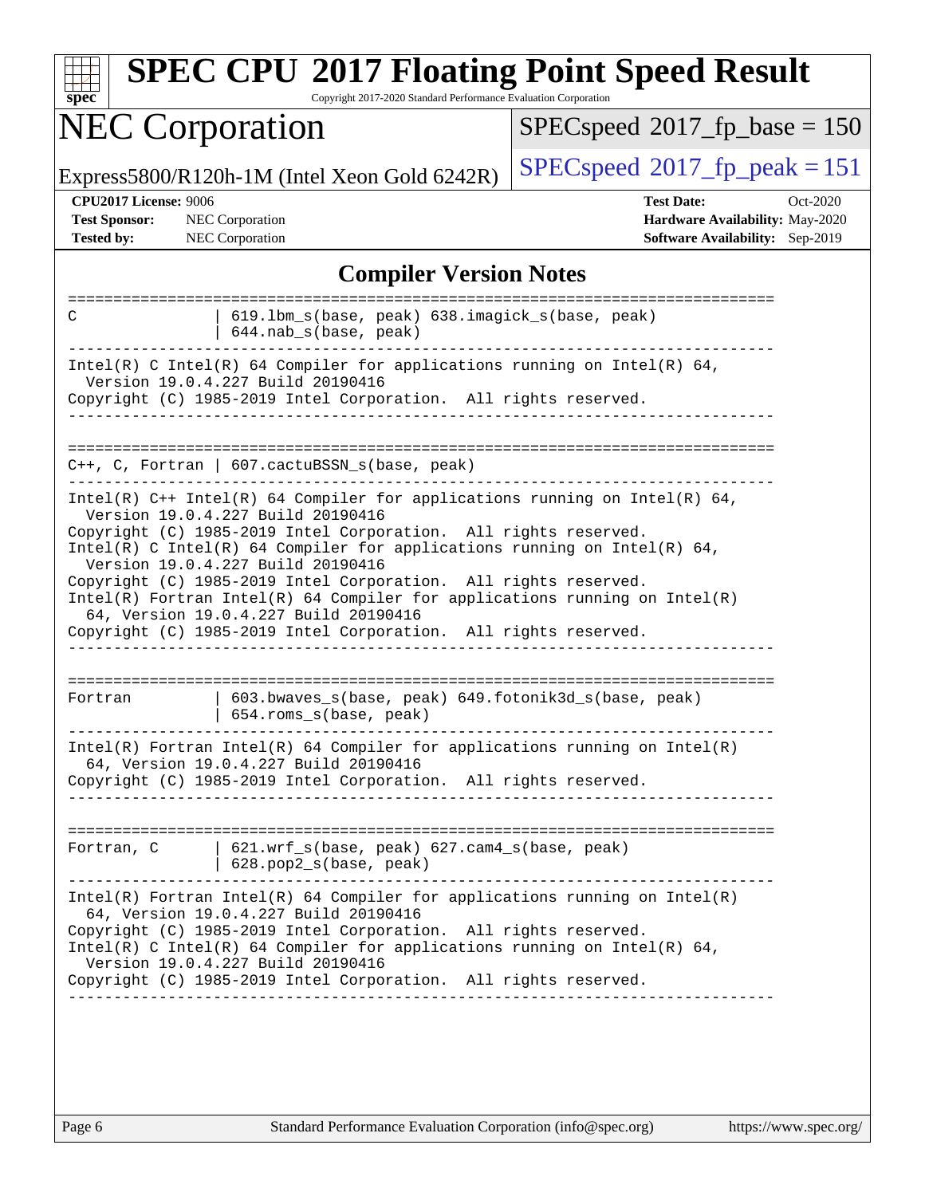## Compiler Version Notes

```
==============================================================================
C                | 619.lbm_s(base, peak) 638.imagick_s(base, peak)
                 | 644.nab_s(base, peak)
------------------------------------------------------------------------------
Intel(R) C Intel(R) 64 Compiler for applications running on Intel(R) 64,
  Version 19.0.4.227 Build 20190416
Copyright (C) 1985-2019 Intel Corporation.  All rights reserved.
------------------------------------------------------------------------------

==============================================================================
C++, C, Fortran | 607.cactuBSSN_s(base, peak)
------------------------------------------------------------------------------
Intel(R) C++ Intel(R) 64 Compiler for applications running on Intel(R) 64,
  Version 19.0.4.227 Build 20190416
Copyright (C) 1985-2019 Intel Corporation.  All rights reserved.
Intel(R) C Intel(R) 64 Compiler for applications running on Intel(R) 64,
  Version 19.0.4.227 Build 20190416
Copyright (C) 1985-2019 Intel Corporation.  All rights reserved.
Intel(R) Fortran Intel(R) 64 Compiler for applications running on Intel(R)
  64, Version 19.0.4.227 Build 20190416
Copyright (C) 1985-2019 Intel Corporation.  All rights reserved.
------------------------------------------------------------------------------

==============================================================================
Fortran          | 603.bwaves_s(base, peak) 649.fotonik3d_s(base, peak)
                 | 654.roms_s(base, peak)
------------------------------------------------------------------------------
Intel(R) Fortran Intel(R) 64 Compiler for applications running on Intel(R)
  64, Version 19.0.4.227 Build 20190416
Copyright (C) 1985-2019 Intel Corporation.  All rights reserved.
------------------------------------------------------------------------------

==============================================================================
Fortran, C       | 621.wrf_s(base, peak) 627.cam4_s(base, peak)
                 | 628.pop2_s(base, peak)
------------------------------------------------------------------------------
Intel(R) Fortran Intel(R) 64 Compiler for applications running on Intel(R)
  64, Version 19.0.4.227 Build 20190416
Copyright (C) 1985-2019 Intel Corporation.  All rights reserved.
Intel(R) C Intel(R) 64 Compiler for applications running on Intel(R) 64,
  Version 19.0.4.227 Build 20190416
Copyright (C) 1985-2019 Intel Corporation.  All rights reserved.
------------------------------------------------------------------------------
```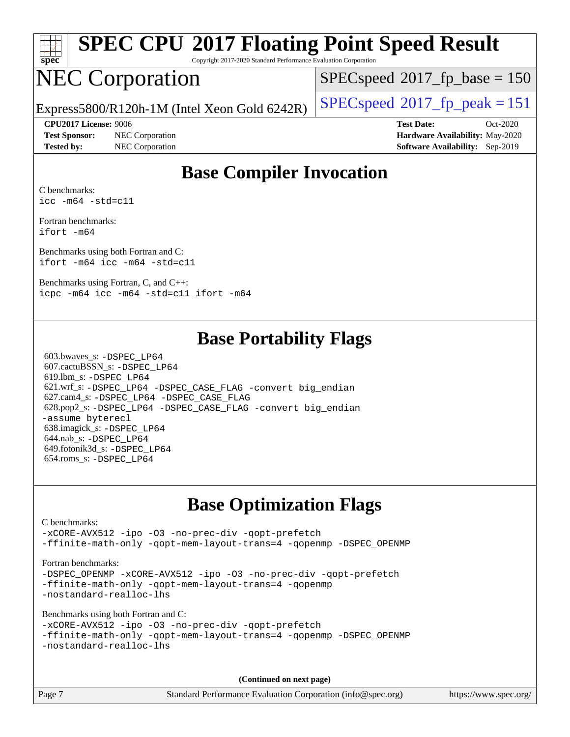# SPEC CPU 2017 Floating Point Speed Result

Copyright 2017-2020 Standard Performance Evaluation Corporation

# NEC Corporation

Express5800/R120h-1M (Intel Xeon Gold 6242R)

SPECspeed 2017_fp_base = 150

SPECspeed 2017_fp_peak = 151

**CPU2017 License:** 9006
**Test Sponsor:** NEC Corporation
**Tested by:** NEC Corporation

**Test Date:** Oct-2020
**Hardware Availability:** May-2020
**Software Availability:** Sep-2019

## Base Compiler Invocation

C benchmarks:
`icc -m64 -std=c11`

Fortran benchmarks:
`ifort -m64`

Benchmarks using both Fortran and C:
`ifort -m64 icc -m64 -std=c11`

Benchmarks using Fortran, C, and C++:
`icpc -m64 icc -m64 -std=c11 ifort -m64`

## Base Portability Flags

603.bwaves_s: `-DSPEC_LP64`
607.cactuBSSN_s: `-DSPEC_LP64`
619.lbm_s: `-DSPEC_LP64`
621.wrf_s: `-DSPEC_LP64 -DSPEC_CASE_FLAG -convert big_endian`
627.cam4_s: `-DSPEC_LP64 -DSPEC_CASE_FLAG`
628.pop2_s: `-DSPEC_LP64 -DSPEC_CASE_FLAG -convert big_endian -assume byterecl`
638.imagick_s: `-DSPEC_LP64`
644.nab_s: `-DSPEC_LP64`
649.fotonik3d_s: `-DSPEC_LP64`
654.roms_s: `-DSPEC_LP64`

## Base Optimization Flags

C benchmarks:
`-xCORE-AVX512 -ipo -O3 -no-prec-div -qopt-prefetch -ffinite-math-only -qopt-mem-layout-trans=4 -qopenmp -DSPEC_OPENMP`

Fortran benchmarks:
`-DSPEC_OPENMP -xCORE-AVX512 -ipo -O3 -no-prec-div -qopt-prefetch -ffinite-math-only -qopt-mem-layout-trans=4 -qopenmp -nostandard-realloc-lhs`

Benchmarks using both Fortran and C:
`-xCORE-AVX512 -ipo -O3 -no-prec-div -qopt-prefetch -ffinite-math-only -qopt-mem-layout-trans=4 -qopenmp -DSPEC_OPENMP -nostandard-realloc-lhs`

**(Continued on next page)**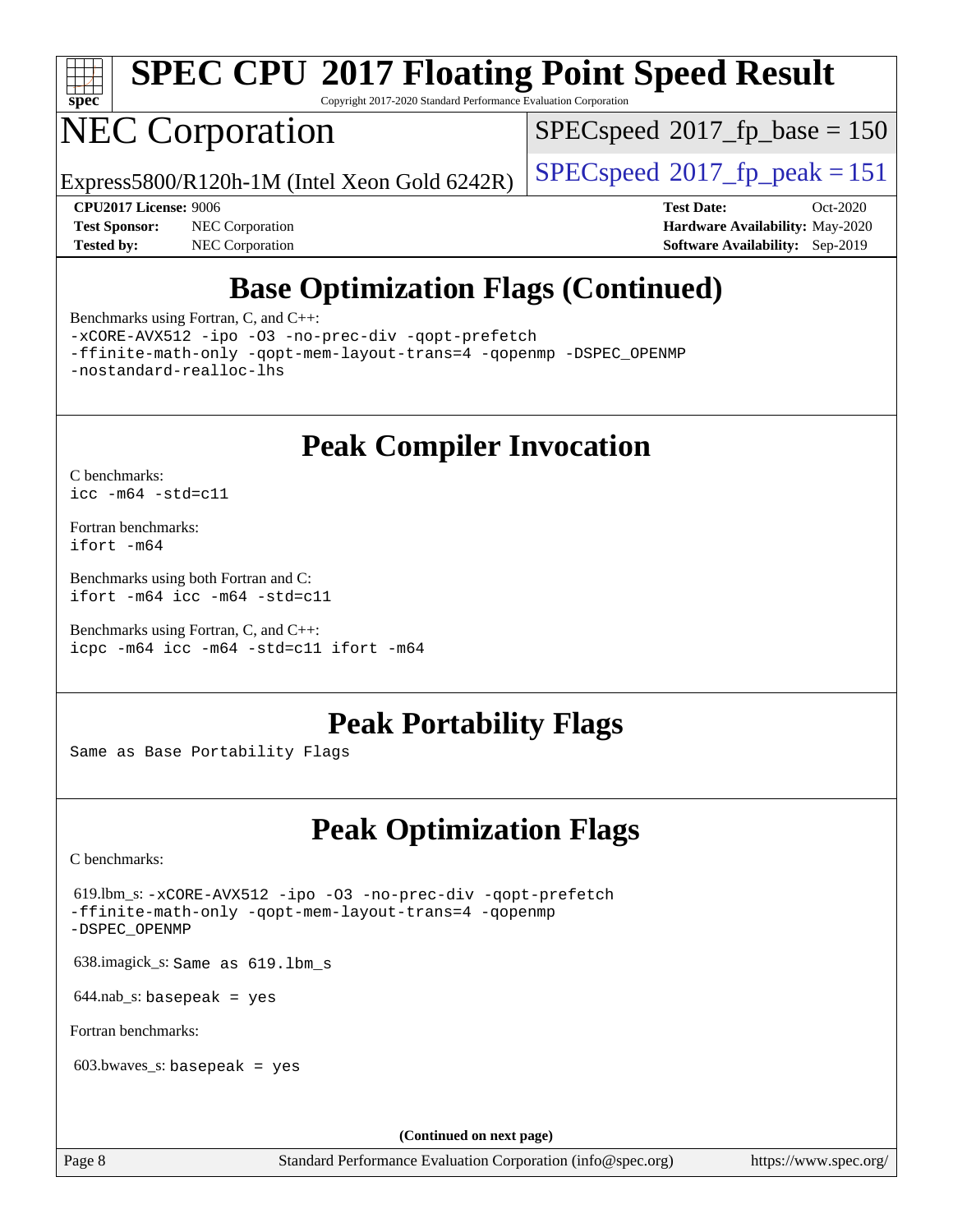## Base Optimization Flags (Continued)

Benchmarks using Fortran, C, and C++:

```
-xCORE-AVX512 -ipo -O3 -no-prec-div -qopt-prefetch
-ffinite-math-only -qopt-mem-layout-trans=4 -qopenmp -DSPEC_OPENMP
-nostandard-realloc-lhs
```

## Peak Compiler Invocation

C benchmarks:
`icc -m64 -std=c11`

Fortran benchmarks:
`ifort -m64`

Benchmarks using both Fortran and C:
`ifort -m64 icc -m64 -std=c11`

Benchmarks using Fortran, C, and C++:
`icpc -m64 icc -m64 -std=c11 ifort -m64`

## Peak Portability Flags

Same as Base Portability Flags

## Peak Optimization Flags

C benchmarks:

619.lbm_s: `-xCORE-AVX512 -ipo -O3 -no-prec-div -qopt-prefetch -ffinite-math-only -qopt-mem-layout-trans=4 -qopenmp -DSPEC_OPENMP`

638.imagick_s: `Same as 619.lbm_s`

644.nab_s: `basepeak = yes`

Fortran benchmarks:

603.bwaves_s: `basepeak = yes`

**(Continued on next page)**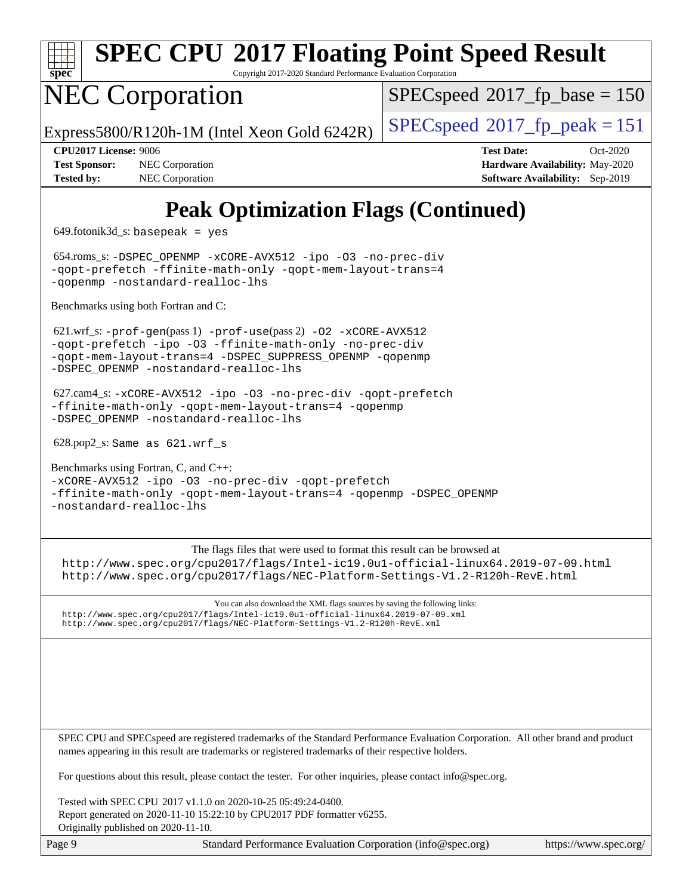# SPEC CPU 2017 Floating Point Speed Result

Copyright 2017-2020 Standard Performance Evaluation Corporation

# NEC Corporation

Express5800/R120h-1M (Intel Xeon Gold 6242R)

SPECspeed 2017_fp_base = 150

SPECspeed 2017_fp_peak = 151

**CPU2017 License:** 9006
**Test Sponsor:** NEC Corporation
**Tested by:** NEC Corporation

**Test Date:** Oct-2020
**Hardware Availability:** May-2020
**Software Availability:** Sep-2019

## Peak Optimization Flags (Continued)

649.fotonik3d_s: `basepeak = yes`

654.roms_s: `-DSPEC_OPENMP -xCORE-AVX512 -ipo -O3 -no-prec-div -qopt-prefetch -ffinite-math-only -qopt-mem-layout-trans=4 -qopenmp -nostandard-realloc-lhs`

Benchmarks using both Fortran and C:

621.wrf_s: `-prof-gen`(pass 1) `-prof-use`(pass 2) `-O2 -xCORE-AVX512 -qopt-prefetch -ipo -O3 -ffinite-math-only -no-prec-div -qopt-mem-layout-trans=4 -DSPEC_SUPPRESS_OPENMP -qopenmp -DSPEC_OPENMP -nostandard-realloc-lhs`

627.cam4_s: `-xCORE-AVX512 -ipo -O3 -no-prec-div -qopt-prefetch -ffinite-math-only -qopt-mem-layout-trans=4 -qopenmp -DSPEC_OPENMP -nostandard-realloc-lhs`

628.pop2_s: `Same as 621.wrf_s`

Benchmarks using Fortran, C, and C++:
`-xCORE-AVX512 -ipo -O3 -no-prec-div -qopt-prefetch -ffinite-math-only -qopt-mem-layout-trans=4 -qopenmp -DSPEC_OPENMP -nostandard-realloc-lhs`

The flags files that were used to format this result can be browsed at
http://www.spec.org/cpu2017/flags/Intel-ic19.0u1-official-linux64.2019-07-09.html
http://www.spec.org/cpu2017/flags/NEC-Platform-Settings-V1.2-R120h-RevE.html

You can also download the XML flags sources by saving the following links:
http://www.spec.org/cpu2017/flags/Intel-ic19.0u1-official-linux64.2019-07-09.xml
http://www.spec.org/cpu2017/flags/NEC-Platform-Settings-V1.2-R120h-RevE.xml

SPEC CPU and SPECspeed are registered trademarks of the Standard Performance Evaluation Corporation. All other brand and product names appearing in this result are trademarks or registered trademarks of their respective holders.

For questions about this result, please contact the tester. For other inquiries, please contact info@spec.org.

Tested with SPEC CPU 2017 v1.1.0 on 2020-10-25 05:49:24-0400.
Report generated on 2020-11-10 15:22:10 by CPU2017 PDF formatter v6255.
Originally published on 2020-11-10.